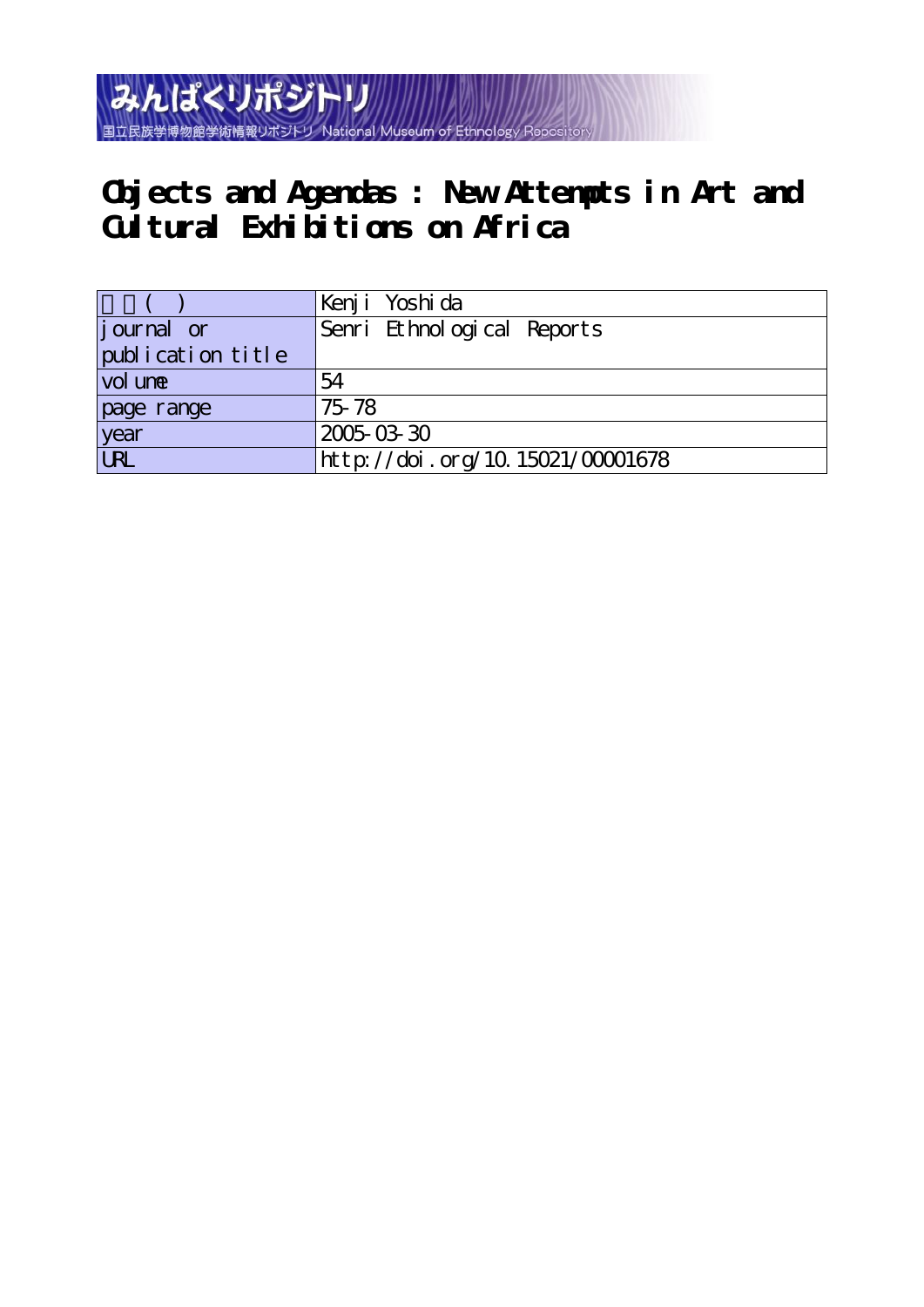みんぱくリポジトリ

国立民族学博物館学術情報リポジトリ National Museum of Ethnology Repository

# Objects and Agendas : New Attempts in Art and Cultural Exhibitions on Africa

| 著者(英) | Kenji Yoshida |
|---|---|
| journal or publication title | Senri Ethnological Reports |
| volume | 54 |
| page range | 75-78 |
| year | 2005-03-30 |
| URL | http://doi.org/10.15021/00001678 |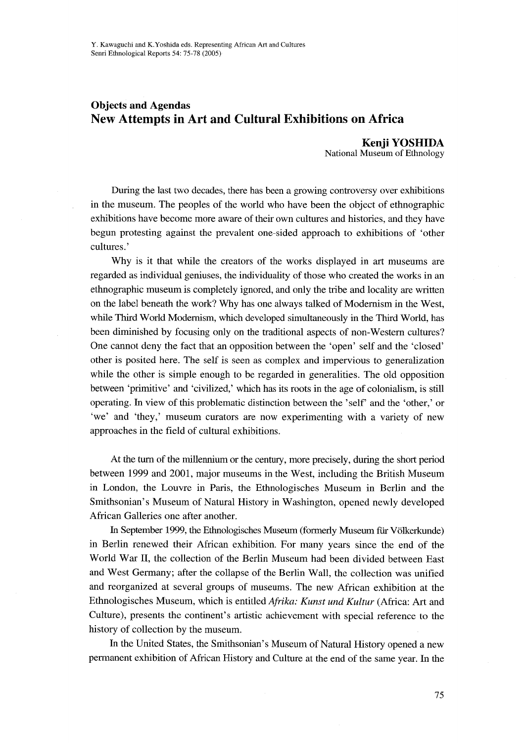## Objects and Agendas

# New Attempts in Art and Cultural Exhibitions on Africa

**Kenji YOSHIDA**
National Museum of Ethnology

During the last two decades, there has been a growing controversy over exhibitions in the museum. The peoples of the world who have been the object of ethnographic exhibitions have become more aware of their own cultures and histories, and they have begun protesting against the prevalent one-sided approach to exhibitions of 'other cultures.'

Why is it that while the creators of the works displayed in art museums are regarded as individual geniuses, the individuality of those who created the works in an ethnographic museum is completely ignored, and only the tribe and locality are written on the label beneath the work? Why has one always talked of Modernism in the West, while Third World Modernism, which developed simultaneously in the Third World, has been diminished by focusing only on the traditional aspects of non-Western cultures? One cannot deny the fact that an opposition between the 'open' self and the 'closed' other is posited here. The self is seen as complex and impervious to generalization while the other is simple enough to be regarded in generalities. The old opposition between 'primitive' and 'civilized,' which has its roots in the age of colonialism, is still operating. In view of this problematic distinction between the 'self' and the 'other,' or 'we' and 'they,' museum curators are now experimenting with a variety of new approaches in the field of cultural exhibitions.

At the turn of the millennium or the century, more precisely, during the short period between 1999 and 2001, major museums in the West, including the British Museum in London, the Louvre in Paris, the Ethnologisches Museum in Berlin and the Smithsonian's Museum of Natural History in Washington, opened newly developed African Galleries one after another.

In September 1999, the Ethnologisches Museum (formerly Museum für Völkerkunde) in Berlin renewed their African exhibition. For many years since the end of the World War II, the collection of the Berlin Museum had been divided between East and West Germany; after the collapse of the Berlin Wall, the collection was unified and reorganized at several groups of museums. The new African exhibition at the Ethnologisches Museum, which is entitled *Afrika: Kunst und Kultur* (Africa: Art and Culture), presents the continent's artistic achievement with special reference to the history of collection by the museum.

In the United States, the Smithsonian's Museum of Natural History opened a new permanent exhibition of African History and Culture at the end of the same year. In the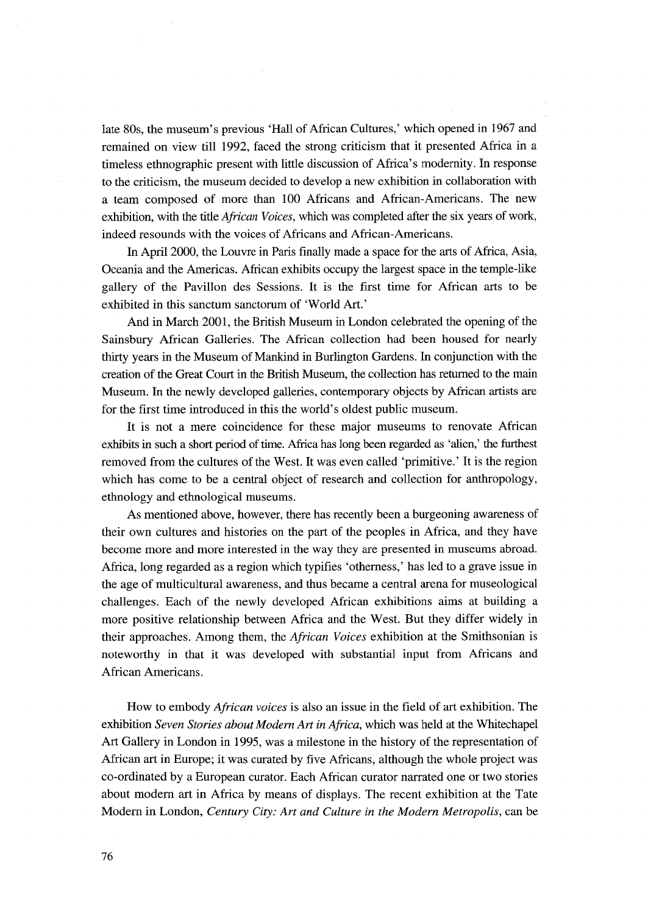late 80s, the museum's previous 'Hall of African Cultures,' which opened in 1967 and remained on view till 1992, faced the strong criticism that it presented Africa in a timeless ethnographic present with little discussion of Africa's modernity. In response to the criticism, the museum decided to develop a new exhibition in collaboration with a team composed of more than 100 Africans and African-Americans. The new exhibition, with the title *African Voices*, which was completed after the six years of work, indeed resounds with the voices of Africans and African-Americans.

In April 2000, the Louvre in Paris finally made a space for the arts of Africa, Asia, Oceania and the Americas. African exhibits occupy the largest space in the temple-like gallery of the Pavillon des Sessions. It is the first time for African arts to be exhibited in this sanctum sanctorum of 'World Art.'

And in March 2001, the British Museum in London celebrated the opening of the Sainsbury African Galleries. The African collection had been housed for nearly thirty years in the Museum of Mankind in Burlington Gardens. In conjunction with the creation of the Great Court in the British Museum, the collection has returned to the main Museum. In the newly developed galleries, contemporary objects by African artists are for the first time introduced in this the world's oldest public museum.

It is not a mere coincidence for these major museums to renovate African exhibits in such a short period of time. Africa has long been regarded as 'alien,' the furthest removed from the cultures of the West. It was even called 'primitive.' It is the region which has come to be a central object of research and collection for anthropology, ethnology and ethnological museums.

As mentioned above, however, there has recently been a burgeoning awareness of their own cultures and histories on the part of the peoples in Africa, and they have become more and more interested in the way they are presented in museums abroad. Africa, long regarded as a region which typifies 'otherness,' has led to a grave issue in the age of multicultural awareness, and thus became a central arena for museological challenges. Each of the newly developed African exhibitions aims at building a more positive relationship between Africa and the West. But they differ widely in their approaches. Among them, the *African Voices* exhibition at the Smithsonian is noteworthy in that it was developed with substantial input from Africans and African Americans.

How to embody *African voices* is also an issue in the field of art exhibition. The exhibition *Seven Stories about Modern Art in Africa*, which was held at the Whitechapel Art Gallery in London in 1995, was a milestone in the history of the representation of African art in Europe; it was curated by five Africans, although the whole project was co-ordinated by a European curator. Each African curator narrated one or two stories about modern art in Africa by means of displays. The recent exhibition at the Tate Modern in London, *Century City: Art and Culture in the Modern Metropolis*, can be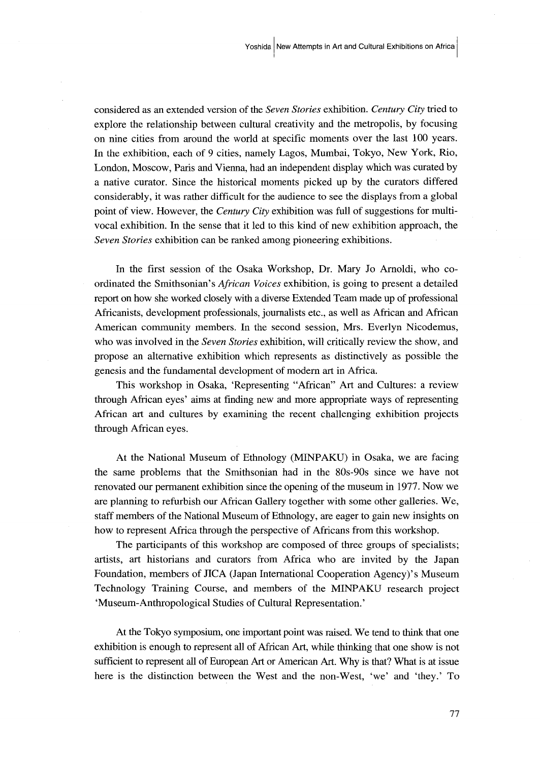considered as an extended version of the *Seven Stories* exhibition. *Century City* tried to explore the relationship between cultural creativity and the metropolis, by focusing on nine cities from around the world at specific moments over the last 100 years. In the exhibition, each of 9 cities, namely Lagos, Mumbai, Tokyo, New York, Rio, London, Moscow, Paris and Vienna, had an independent display which was curated by a native curator. Since the historical moments picked up by the curators differed considerably, it was rather difficult for the audience to see the displays from a global point of view. However, the *Century City* exhibition was full of suggestions for multi-vocal exhibition. In the sense that it led to this kind of new exhibition approach, the *Seven Stories* exhibition can be ranked among pioneering exhibitions.

In the first session of the Osaka Workshop, Dr. Mary Jo Arnoldi, who co-ordinated the Smithsonian's *African Voices* exhibition, is going to present a detailed report on how she worked closely with a diverse Extended Team made up of professional Africanists, development professionals, journalists etc., as well as African and African American community members. In the second session, Mrs. Everlyn Nicodemus, who was involved in the *Seven Stories* exhibition, will critically review the show, and propose an alternative exhibition which represents as distinctively as possible the genesis and the fundamental development of modern art in Africa.

This workshop in Osaka, 'Representing "African" Art and Cultures: a review through African eyes' aims at finding new and more appropriate ways of representing African art and cultures by examining the recent challenging exhibition projects through African eyes.

At the National Museum of Ethnology (MINPAKU) in Osaka, we are facing the same problems that the Smithsonian had in the 80s-90s since we have not renovated our permanent exhibition since the opening of the museum in 1977. Now we are planning to refurbish our African Gallery together with some other galleries. We, staff members of the National Museum of Ethnology, are eager to gain new insights on how to represent Africa through the perspective of Africans from this workshop.

The participants of this workshop are composed of three groups of specialists; artists, art historians and curators from Africa who are invited by the Japan Foundation, members of JICA (Japan International Cooperation Agency)'s Museum Technology Training Course, and members of the MINPAKU research project 'Museum-Anthropological Studies of Cultural Representation.'

At the Tokyo symposium, one important point was raised. We tend to think that one exhibition is enough to represent all of African Art, while thinking that one show is not sufficient to represent all of European Art or American Art. Why is that? What is at issue here is the distinction between the West and the non-West, 'we' and 'they.' To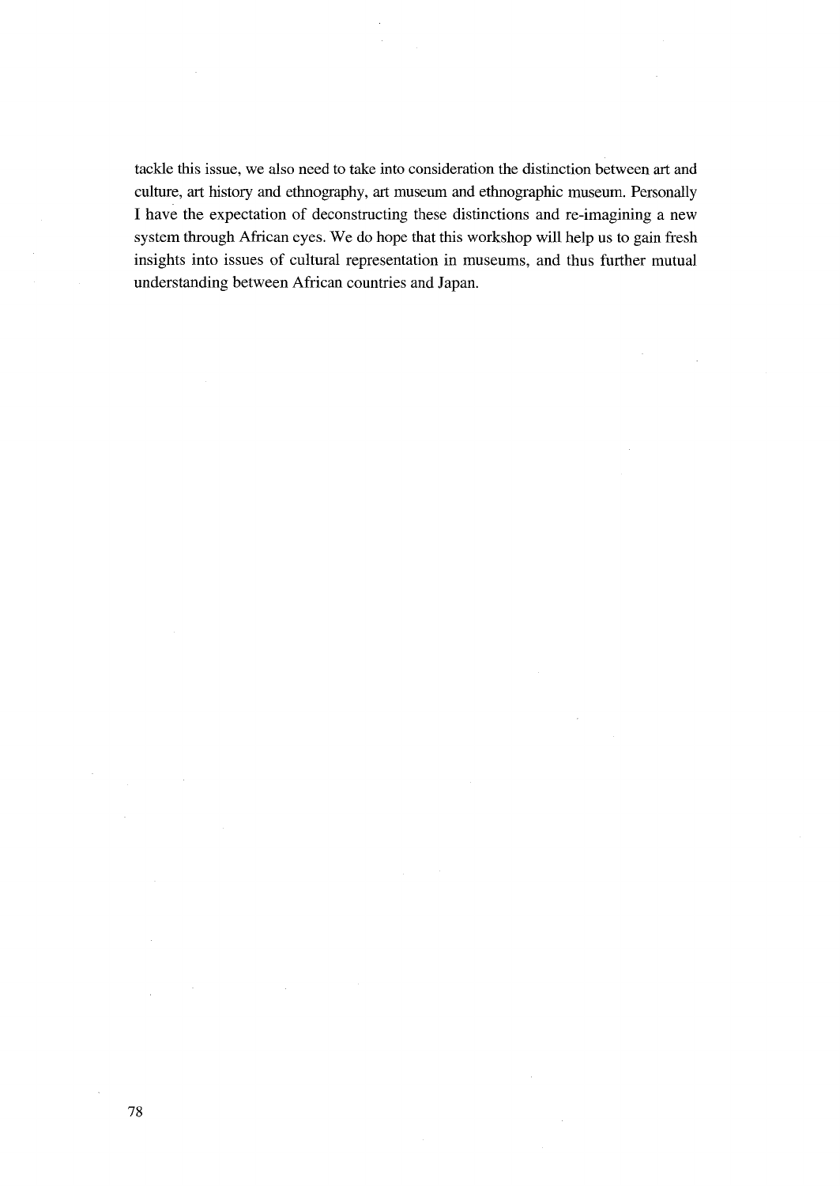tackle this issue, we also need to take into consideration the distinction between art and culture, art history and ethnography, art museum and ethnographic museum. Personally I have the expectation of deconstructing these distinctions and re-imagining a new system through African eyes. We do hope that this workshop will help us to gain fresh insights into issues of cultural representation in museums, and thus further mutual understanding between African countries and Japan.